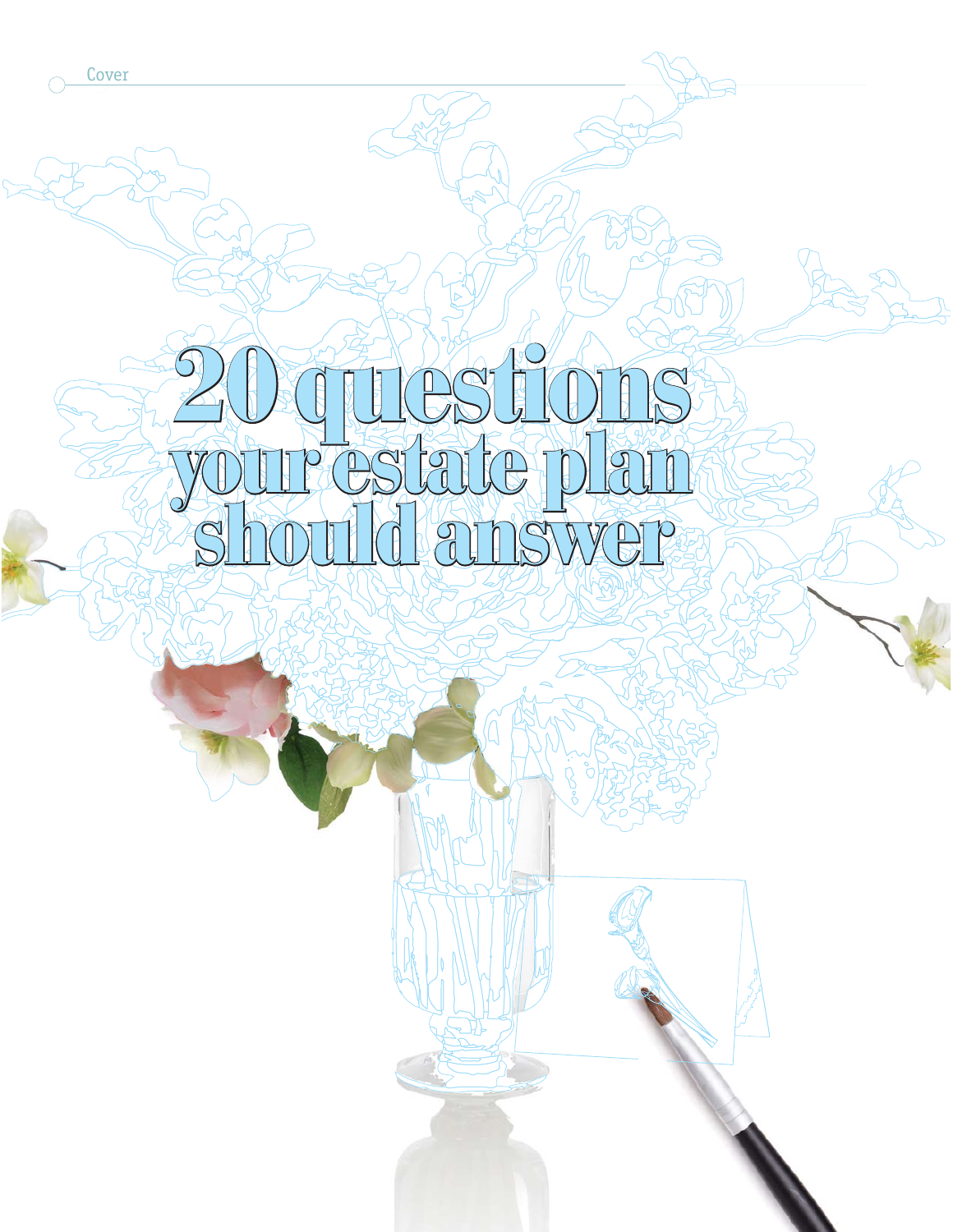# 20 questions your estate plan should answer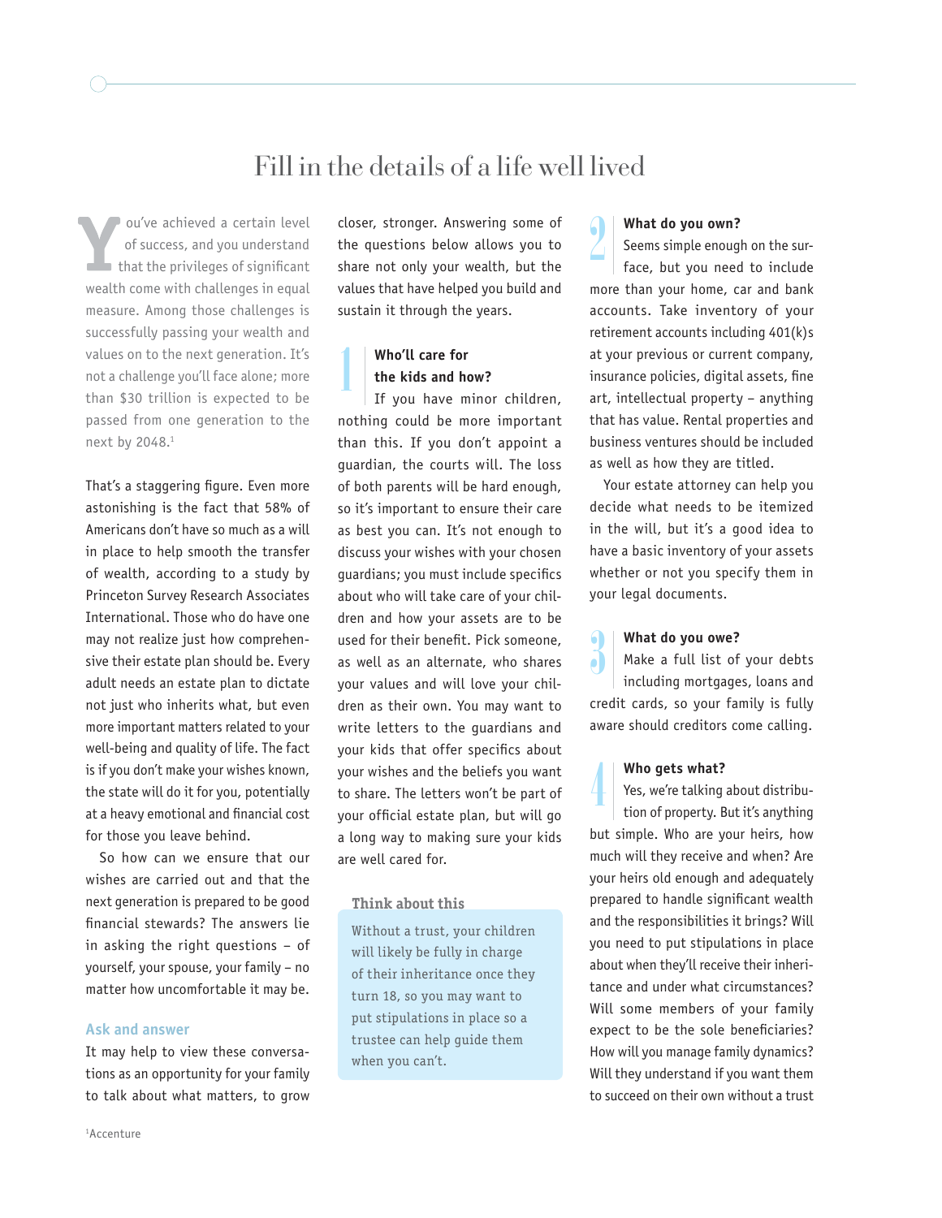# Fill in the details of a life well lived

You've achieved a certain level of success, and you understand that the privileges of significant wealth come with challenges in equal measure. Among those challenges is successfully passing your wealth and values on to the next generation. It's not a challenge you'll face alone; more than $30 trillion is expected to be passed from one generation to the next by 2048.[1]

That's a staggering figure. Even more astonishing is the fact that 58% of Americans don't have so much as a will in place to help smooth the transfer of wealth, according to a study by Princeton Survey Research Associates International. Those who do have one may not realize just how comprehensive their estate plan should be. Every adult needs an estate plan to dictate not just who inherits what, but even more important matters related to your well-being and quality of life. The fact is if you don't make your wishes known, the state will do it for you, potentially at a heavy emotional and financial cost for those you leave behind.

So how can we ensure that our wishes are carried out and that the next generation is prepared to be good financial stewards? The answers lie in asking the right questions – of yourself, your spouse, your family – no matter how uncomfortable it may be.

## Ask and answer

It may help to view these conversations as an opportunity for your family to talk about what matters, to grow closer, stronger. Answering some of the questions below allows you to share not only your wealth, but the values that have helped you build and sustain it through the years.

### 1 Who'll care for the kids and how?

If you have minor children, nothing could be more important than this. If you don't appoint a guardian, the courts will. The loss of both parents will be hard enough, so it's important to ensure their care as best you can. It's not enough to discuss your wishes with your chosen guardians; you must include specifics about who will take care of your children and how your assets are to be used for their benefit. Pick someone, as well as an alternate, who shares your values and will love your children as their own. You may want to write letters to the guardians and your kids that offer specifics about your wishes and the beliefs you want to share. The letters won't be part of your official estate plan, but will go a long way to making sure your kids are well cared for.

> **Think about this**
>
> Without a trust, your children will likely be fully in charge of their inheritance once they turn 18, so you may want to put stipulations in place so a trustee can help guide them when you can't.

### 2 What do you own?

Seems simple enough on the surface, but you need to include more than your home, car and bank accounts. Take inventory of your retirement accounts including 401(k)s at your previous or current company, insurance policies, digital assets, fine art, intellectual property – anything that has value. Rental properties and business ventures should be included as well as how they are titled.

Your estate attorney can help you decide what needs to be itemized in the will, but it's a good idea to have a basic inventory of your assets whether or not you specify them in your legal documents.

### 3 What do you owe?

Make a full list of your debts including mortgages, loans and credit cards, so your family is fully aware should creditors come calling.

### 4 Who gets what?

Yes, we're talking about distribution of property. But it's anything but simple. Who are your heirs, how much will they receive and when? Are your heirs old enough and adequately prepared to handle significant wealth and the responsibilities it brings? Will you need to put stipulations in place about when they'll receive their inheritance and under what circumstances? Will some members of your family expect to be the sole beneficiaries? How will you manage family dynamics? Will they understand if you want them to succeed on their own without a trust

[1]Accenture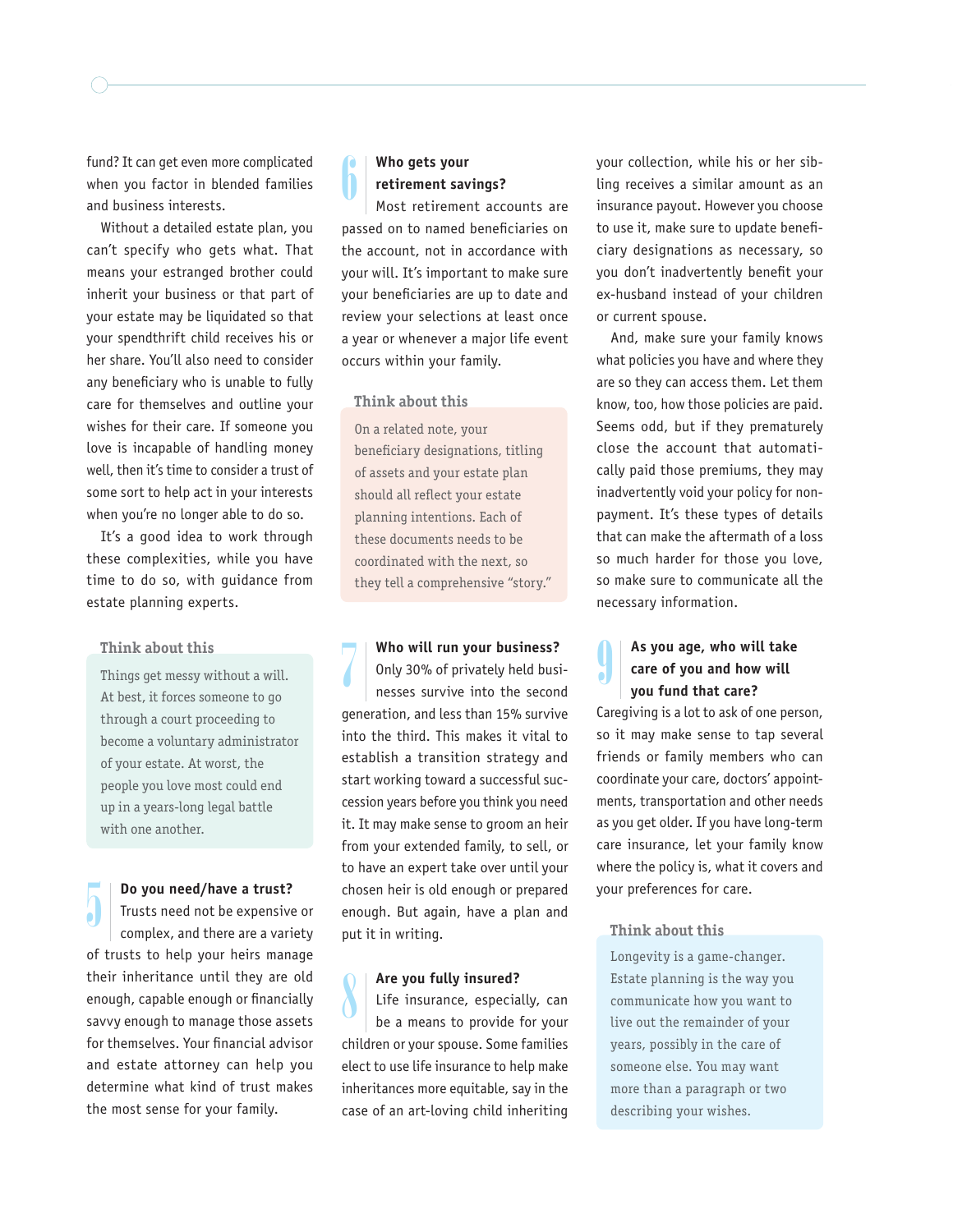fund? It can get even more complicated when you factor in blended families and business interests.

Without a detailed estate plan, you can't specify who gets what. That means your estranged brother could inherit your business or that part of your estate may be liquidated so that your spendthrift child receives his or her share. You'll also need to consider any beneficiary who is unable to fully care for themselves and outline your wishes for their care. If someone you love is incapable of handling money well, then it's time to consider a trust of some sort to help act in your interests when you're no longer able to do so.

It's a good idea to work through these complexities, while you have time to do so, with guidance from estate planning experts.

> **Think about this**
>
> Things get messy without a will. At best, it forces someone to go through a court proceeding to become a voluntary administrator of your estate. At worst, the people you love most could end up in a years-long legal battle with one another.

## 5 Do you need/have a trust?

Trusts need not be expensive or complex, and there are a variety of trusts to help your heirs manage their inheritance until they are old enough, capable enough or financially savvy enough to manage those assets for themselves. Your financial advisor and estate attorney can help you determine what kind of trust makes the most sense for your family.

## 6 Who gets your retirement savings?

Most retirement accounts are passed on to named beneficiaries on the account, not in accordance with your will. It's important to make sure your beneficiaries are up to date and review your selections at least once a year or whenever a major life event occurs within your family.

> **Think about this**
>
> On a related note, your beneficiary designations, titling of assets and your estate plan should all reflect your estate planning intentions. Each of these documents needs to be coordinated with the next, so they tell a comprehensive "story."

## 7 Who will run your business?

Only 30% of privately held businesses survive into the second generation, and less than 15% survive into the third. This makes it vital to establish a transition strategy and start working toward a successful succession years before you think you need it. It may make sense to groom an heir from your extended family, to sell, or to have an expert take over until your chosen heir is old enough or prepared enough. But again, have a plan and put it in writing.

## 8 Are you fully insured?

Life insurance, especially, can be a means to provide for your children or your spouse. Some families elect to use life insurance to help make inheritances more equitable, say in the case of an art-loving child inheriting your collection, while his or her sibling receives a similar amount as an insurance payout. However you choose to use it, make sure to update beneficiary designations as necessary, so you don't inadvertently benefit your ex-husband instead of your children or current spouse.

And, make sure your family knows what policies you have and where they are so they can access them. Let them know, too, how those policies are paid. Seems odd, but if they prematurely close the account that automatically paid those premiums, they may inadvertently void your policy for nonpayment. It's these types of details that can make the aftermath of a loss so much harder for those you love, so make sure to communicate all the necessary information.

## 9 As you age, who will take care of you and how will you fund that care?

Caregiving is a lot to ask of one person, so it may make sense to tap several friends or family members who can coordinate your care, doctors' appointments, transportation and other needs as you get older. If you have long-term care insurance, let your family know where the policy is, what it covers and your preferences for care.

> **Think about this**
>
> Longevity is a game-changer. Estate planning is the way you communicate how you want to live out the remainder of your years, possibly in the care of someone else. You may want more than a paragraph or two describing your wishes.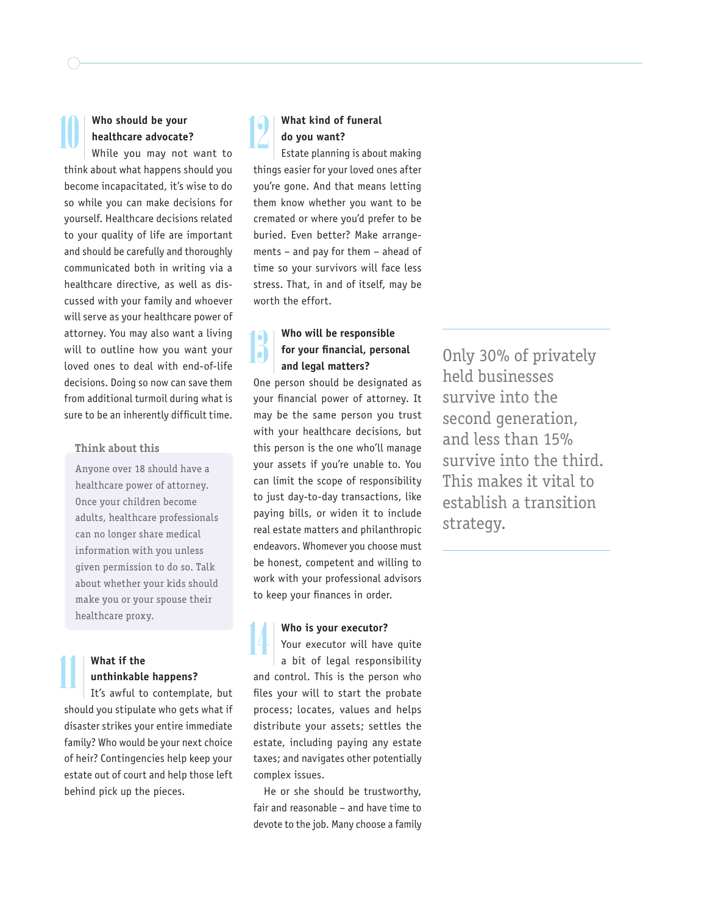## 10 Who should be your healthcare advocate?

While you may not want to think about what happens should you become incapacitated, it's wise to do so while you can make decisions for yourself. Healthcare decisions related to your quality of life are important and should be carefully and thoroughly communicated both in writing via a healthcare directive, as well as discussed with your family and whoever will serve as your healthcare power of attorney. You may also want a living will to outline how you want your loved ones to deal with end-of-life decisions. Doing so now can save them from additional turmoil during what is sure to be an inherently difficult time.

### Think about this

Anyone over 18 should have a healthcare power of attorney. Once your children become adults, healthcare professionals can no longer share medical information with you unless given permission to do so. Talk about whether your kids should make you or your spouse their healthcare proxy.

## 11 What if the unthinkable happens?

It's awful to contemplate, but should you stipulate who gets what if disaster strikes your entire immediate family? Who would be your next choice of heir? Contingencies help keep your estate out of court and help those left behind pick up the pieces.

## 12 What kind of funeral do you want?

Estate planning is about making things easier for your loved ones after you're gone. And that means letting them know whether you want to be cremated or where you'd prefer to be buried. Even better? Make arrangements – and pay for them – ahead of time so your survivors will face less stress. That, in and of itself, may be worth the effort.

## 13 Who will be responsible for your financial, personal and legal matters?

One person should be designated as your financial power of attorney. It may be the same person you trust with your healthcare decisions, but this person is the one who'll manage your assets if you're unable to. You can limit the scope of responsibility to just day-to-day transactions, like paying bills, or widen it to include real estate matters and philanthropic endeavors. Whomever you choose must be honest, competent and willing to work with your professional advisors to keep your finances in order.

## 14 Who is your executor?

Your executor will have quite a bit of legal responsibility and control. This is the person who files your will to start the probate process; locates, values and helps distribute your assets; settles the estate, including paying any estate taxes; and navigates other potentially complex issues.

He or she should be trustworthy, fair and reasonable – and have time to devote to the job. Many choose a family

> Only 30% of privately held businesses survive into the second generation, and less than 15% survive into the third. This makes it vital to establish a transition strategy.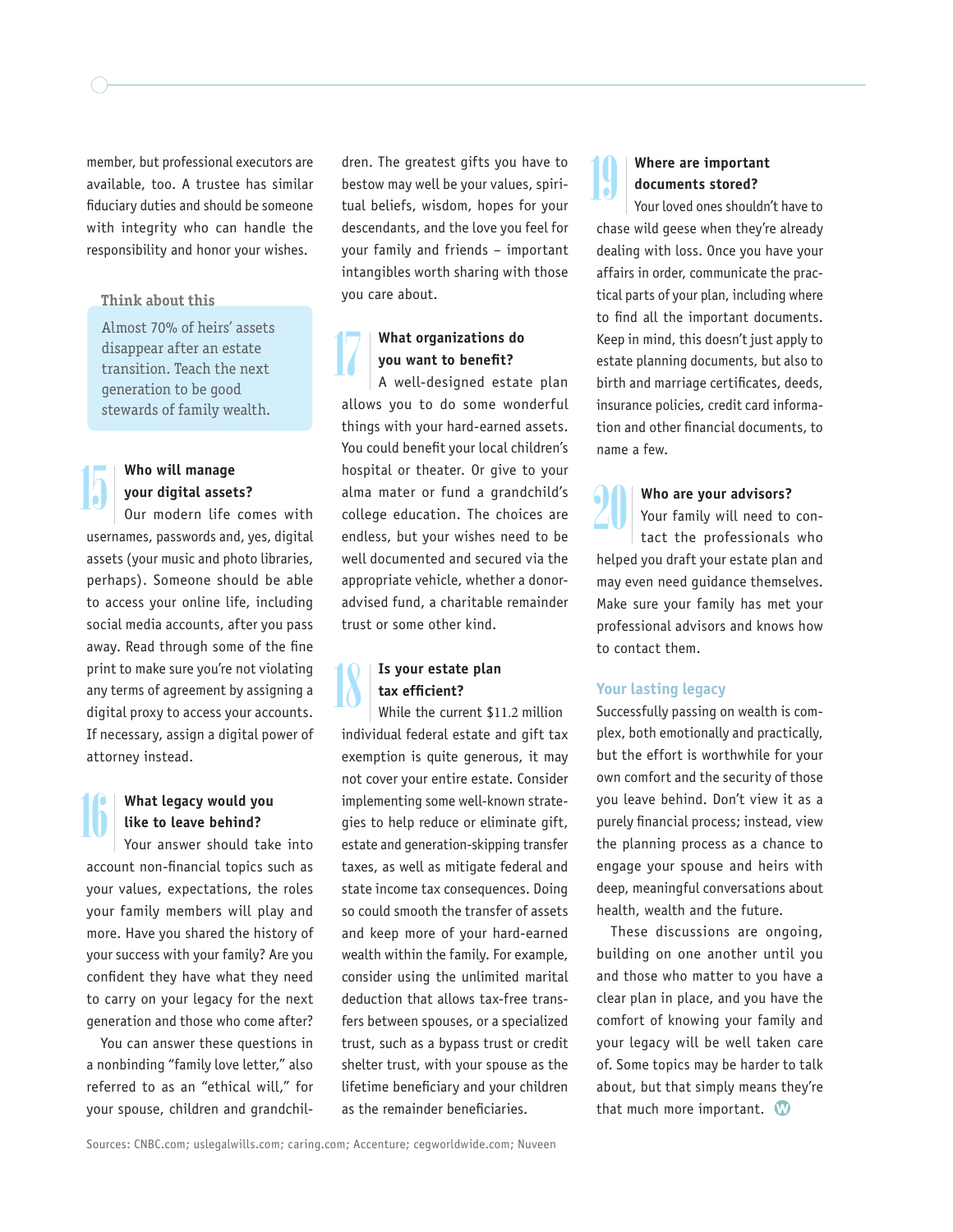member, but professional executors are available, too. A trustee has similar fiduciary duties and should be someone with integrity who can handle the responsibility and honor your wishes.

> **Think about this**
>
> Almost 70% of heirs' assets disappear after an estate transition. Teach the next generation to be good stewards of family wealth.

### 15 Who will manage your digital assets?

Our modern life comes with usernames, passwords and, yes, digital assets (your music and photo libraries, perhaps). Someone should be able to access your online life, including social media accounts, after you pass away. Read through some of the fine print to make sure you're not violating any terms of agreement by assigning a digital proxy to access your accounts. If necessary, assign a digital power of attorney instead.

### 16 What legacy would you like to leave behind?

Your answer should take into account non-financial topics such as your values, expectations, the roles your family members will play and more. Have you shared the history of your success with your family? Are you confident they have what they need to carry on your legacy for the next generation and those who come after?

You can answer these questions in a nonbinding "family love letter," also referred to as an "ethical will," for your spouse, children and grandchildren. The greatest gifts you have to bestow may well be your values, spiritual beliefs, wisdom, hopes for your descendants, and the love you feel for your family and friends – important intangibles worth sharing with those you care about.

### 17 What organizations do you want to benefit?

A well-designed estate plan allows you to do some wonderful things with your hard-earned assets. You could benefit your local children's hospital or theater. Or give to your alma mater or fund a grandchild's college education. The choices are endless, but your wishes need to be well documented and secured via the appropriate vehicle, whether a donor-advised fund, a charitable remainder trust or some other kind.

### 18 Is your estate plan tax efficient?

While the current $11.2 million individual federal estate and gift tax exemption is quite generous, it may not cover your entire estate. Consider implementing some well-known strategies to help reduce or eliminate gift, estate and generation-skipping transfer taxes, as well as mitigate federal and state income tax consequences. Doing so could smooth the transfer of assets and keep more of your hard-earned wealth within the family. For example, consider using the unlimited marital deduction that allows tax-free transfers between spouses, or a specialized trust, such as a bypass trust or credit shelter trust, with your spouse as the lifetime beneficiary and your children as the remainder beneficiaries.

### 19 Where are important documents stored?

Your loved ones shouldn't have to chase wild geese when they're already dealing with loss. Once you have your affairs in order, communicate the practical parts of your plan, including where to find all the important documents. Keep in mind, this doesn't just apply to estate planning documents, but also to birth and marriage certificates, deeds, insurance policies, credit card information and other financial documents, to name a few.

### 20 Who are your advisors?

Your family will need to contact the professionals who helped you draft your estate plan and may even need guidance themselves. Make sure your family has met your professional advisors and knows how to contact them.

## Your lasting legacy

Successfully passing on wealth is complex, both emotionally and practically, but the effort is worthwhile for your own comfort and the security of those you leave behind. Don't view it as a purely financial process; instead, view the planning process as a chance to engage your spouse and heirs with deep, meaningful conversations about health, wealth and the future.

These discussions are ongoing, building on one another until you and those who matter to you have a clear plan in place, and you have the comfort of knowing your family and your legacy will be well taken care of. Some topics may be harder to talk about, but that simply means they're that much more important.

Sources: CNBC.com; uslegalwills.com; caring.com; Accenture; cegworldwide.com; Nuveen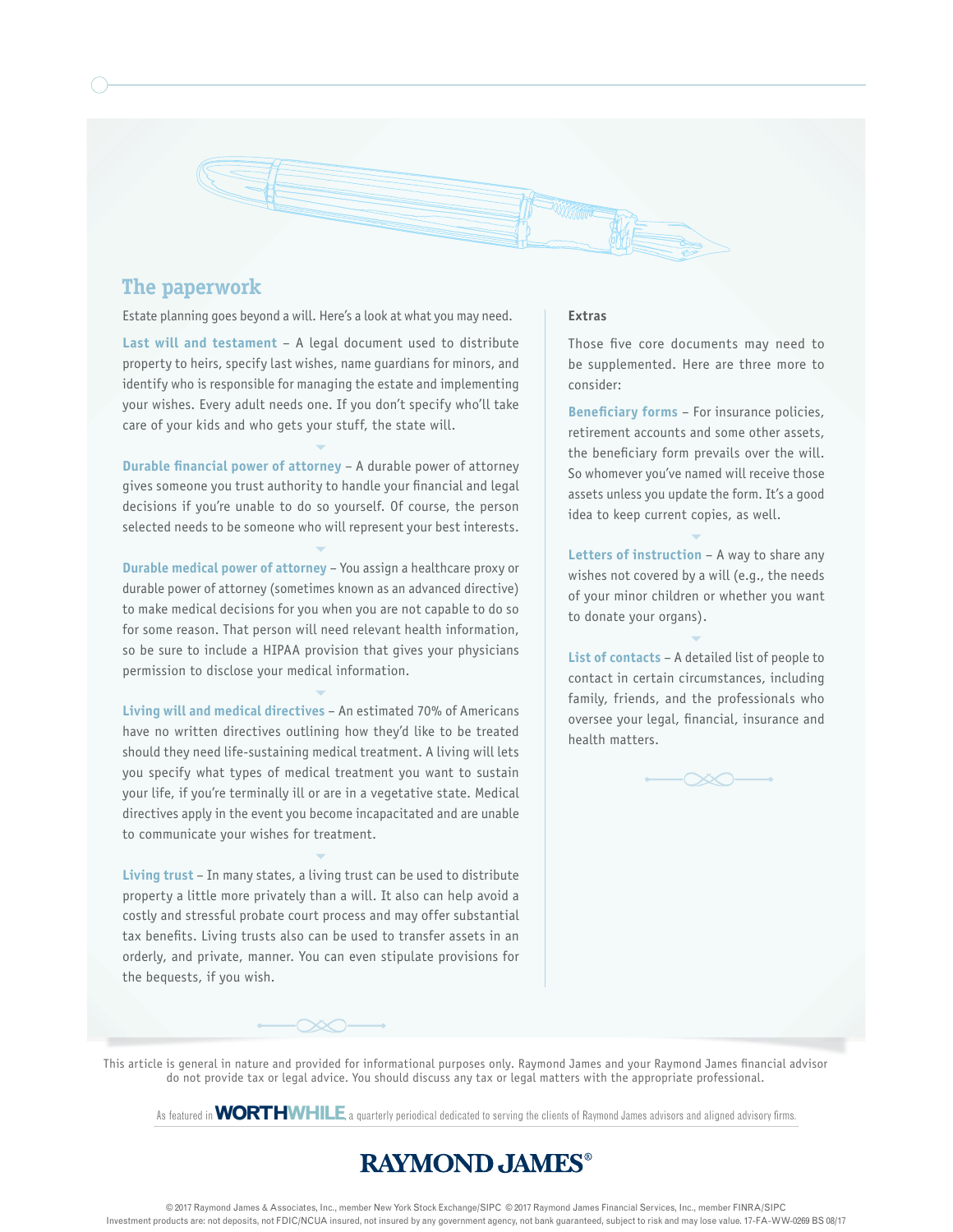## The paperwork

Estate planning goes beyond a will. Here's a look at what you may need.

**Last will and testament** – A legal document used to distribute property to heirs, specify last wishes, name guardians for minors, and identify who is responsible for managing the estate and implementing your wishes. Every adult needs one. If you don't specify who'll take care of your kids and who gets your stuff, the state will.

**Durable financial power of attorney** – A durable power of attorney gives someone you trust authority to handle your financial and legal decisions if you're unable to do so yourself. Of course, the person selected needs to be someone who will represent your best interests.

**Durable medical power of attorney** – You assign a healthcare proxy or durable power of attorney (sometimes known as an advanced directive) to make medical decisions for you when you are not capable to do so for some reason. That person will need relevant health information, so be sure to include a HIPAA provision that gives your physicians permission to disclose your medical information.

**Living will and medical directives** – An estimated 70% of Americans have no written directives outlining how they'd like to be treated should they need life-sustaining medical treatment. A living will lets you specify what types of medical treatment you want to sustain your life, if you're terminally ill or are in a vegetative state. Medical directives apply in the event you become incapacitated and are unable to communicate your wishes for treatment.

**Living trust** – In many states, a living trust can be used to distribute property a little more privately than a will. It also can help avoid a costly and stressful probate court process and may offer substantial tax benefits. Living trusts also can be used to transfer assets in an orderly, and private, manner. You can even stipulate provisions for the bequests, if you wish.

### Extras

Those five core documents may need to be supplemented. Here are three more to consider:

**Beneficiary forms** – For insurance policies, retirement accounts and some other assets, the beneficiary form prevails over the will. So whomever you've named will receive those assets unless you update the form. It's a good idea to keep current copies, as well.

**Letters of instruction** – A way to share any wishes not covered by a will (e.g., the needs of your minor children or whether you want to donate your organs).

**List of contacts** – A detailed list of people to contact in certain circumstances, including family, friends, and the professionals who oversee your legal, financial, insurance and health matters.

This article is general in nature and provided for informational purposes only. Raymond James and your Raymond James financial advisor do not provide tax or legal advice. You should discuss any tax or legal matters with the appropriate professional.

As featured in WORTHWHILE, a quarterly periodical dedicated to serving the clients of Raymond James advisors and aligned advisory firms.

RAYMOND JAMES®

© 2017 Raymond James & Associates, Inc., member New York Stock Exchange/SIPC © 2017 Raymond James Financial Services, Inc., member FINRA/SIPC
Investment products are: not deposits, not FDIC/NCUA insured, not insured by any government agency, not bank guaranteed, subject to risk and may lose value. 17-FA-WW-0269 BS 08/17